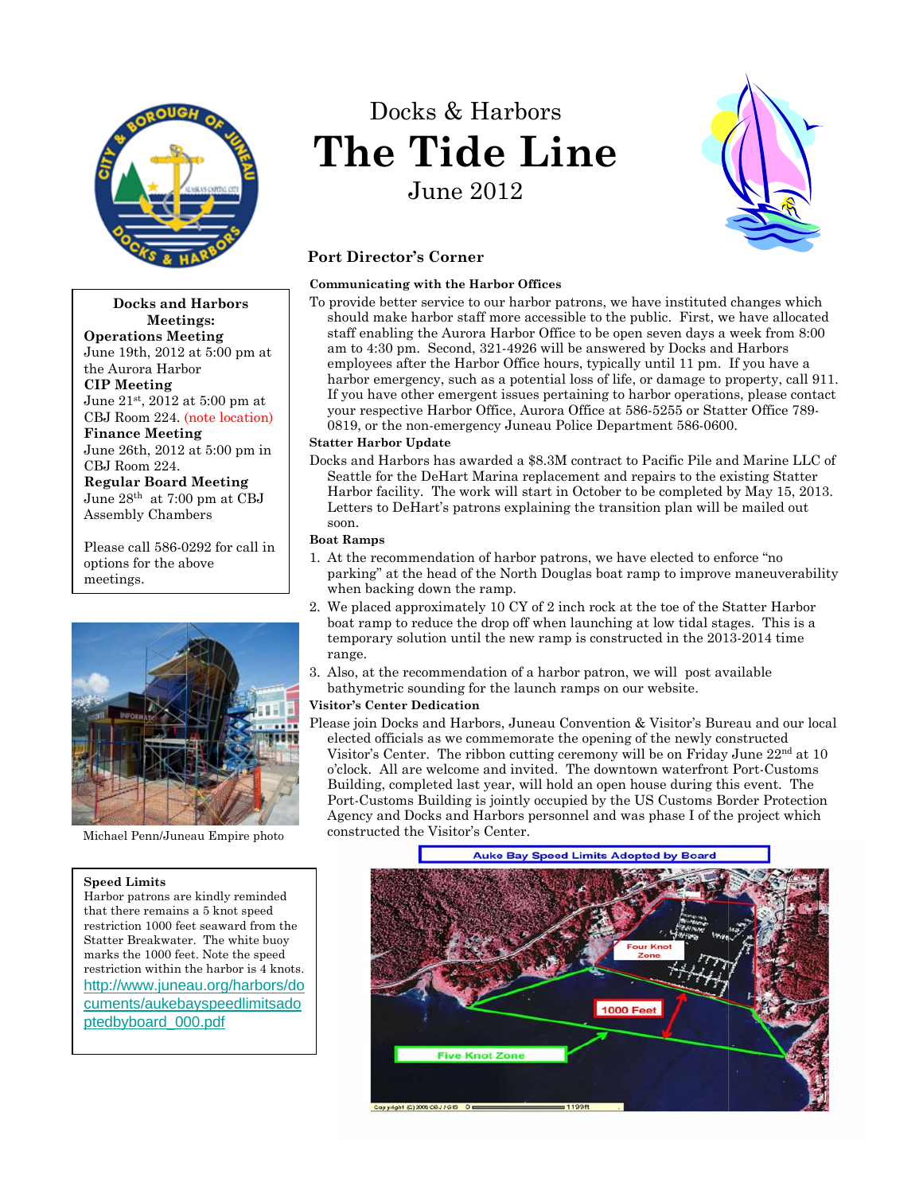Docks & Harbors

# The Tide Line

June 2012

**Docks and Harbors Meetings:**

**Operations Meeting**
June 19th, 2012 at 5:00 pm at the Aurora Harbor

**CIP Meeting**
June 21st, 2012 at 5:00 pm at CBJ Room 224. (note location)

**Finance Meeting**
June 26th, 2012 at 5:00 pm in CBJ Room 224.

**Regular Board Meeting**
June 28th at 7:00 pm at CBJ Assembly Chambers

Please call 586-0292 for call in options for the above meetings.

Michael Penn/Juneau Empire photo

**Speed Limits**
Harbor patrons are kindly reminded that there remains a 5 knot speed restriction 1000 feet seaward from the Statter Breakwater. The white buoy marks the 1000 feet. Note the speed restriction within the harbor is 4 knots.
http://www.juneau.org/harbors/documents/aukebayspeedlimitsadoptedbyboard_000.pdf

## Port Director's Corner

### Communicating with the Harbor Offices

To provide better service to our harbor patrons, we have instituted changes which should make harbor staff more accessible to the public. First, we have allocated staff enabling the Aurora Harbor Office to be open seven days a week from 8:00 am to 4:30 pm. Second, 321-4926 will be answered by Docks and Harbors employees after the Harbor Office hours, typically until 11 pm. If you have a harbor emergency, such as a potential loss of life, or damage to property, call 911. If you have other emergent issues pertaining to harbor operations, please contact your respective Harbor Office, Aurora Office at 586-5255 or Statter Office 789-0819, or the non-emergency Juneau Police Department 586-0600.

### Statter Harbor Update

Docks and Harbors has awarded a $8.3M contract to Pacific Pile and Marine LLC of Seattle for the DeHart Marina replacement and repairs to the existing Statter Harbor facility. The work will start in October to be completed by May 15, 2013. Letters to DeHart's patrons explaining the transition plan will be mailed out soon.

### Boat Ramps

1. At the recommendation of harbor patrons, we have elected to enforce "no parking" at the head of the North Douglas boat ramp to improve maneuverability when backing down the ramp.
2. We placed approximately 10 CY of 2 inch rock at the toe of the Statter Harbor boat ramp to reduce the drop off when launching at low tidal stages. This is a temporary solution until the new ramp is constructed in the 2013-2014 time range.
3. Also, at the recommendation of a harbor patron, we will post available bathymetric sounding for the launch ramps on our website.

### Visitor's Center Dedication

Please join Docks and Harbors, Juneau Convention & Visitor's Bureau and our local elected officials as we commemorate the opening of the newly constructed Visitor's Center. The ribbon cutting ceremony will be on Friday June 22nd at 10 o'clock. All are welcome and invited. The downtown waterfront Port-Customs Building, completed last year, will hold an open house during this event. The Port-Customs Building is jointly occupied by the US Customs Border Protection Agency and Docks and Harbors personnel and was phase I of the project which constructed the Visitor's Center.

Auke Bay Speed Limits Adopted by Board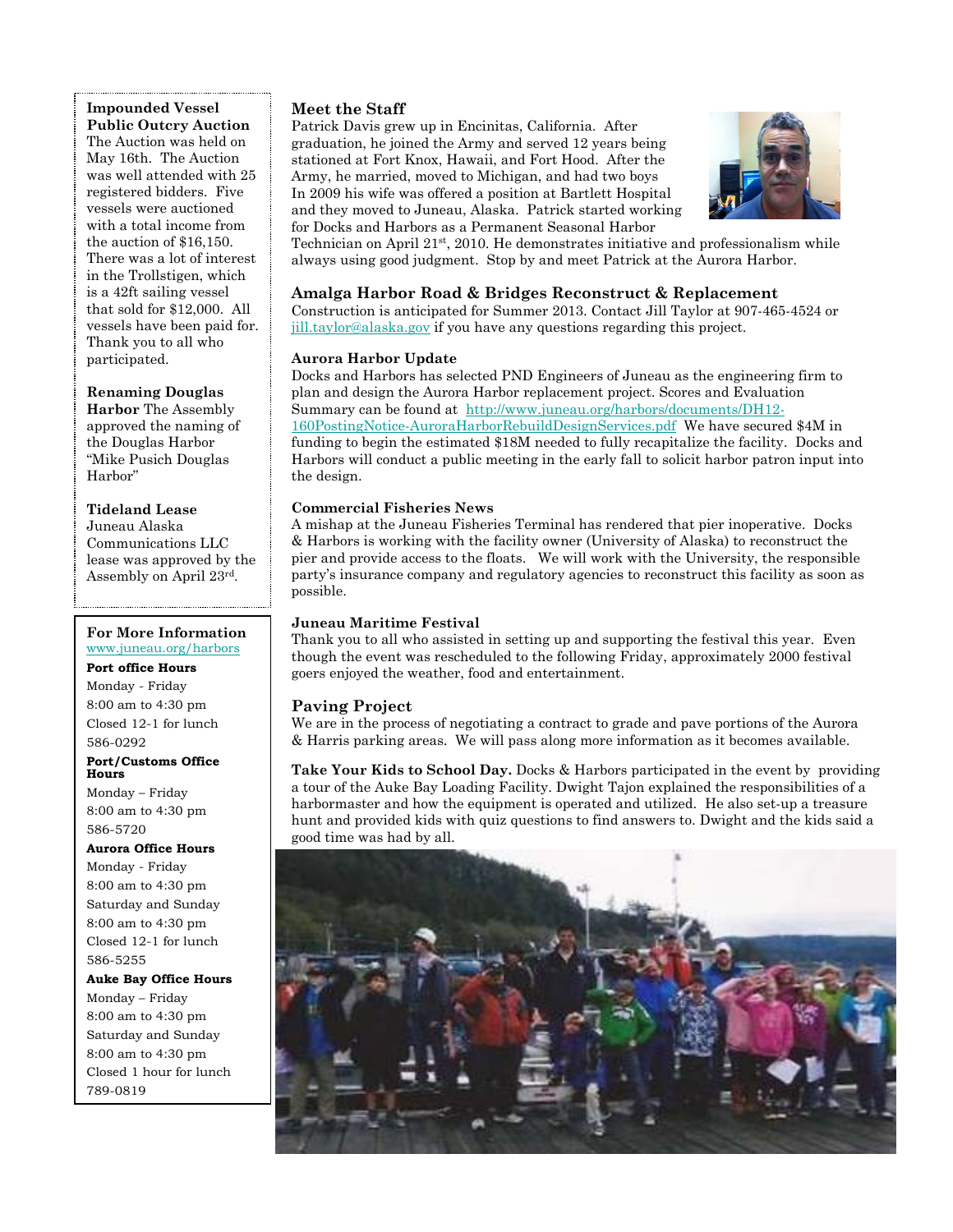**Impounded Vessel Public Outcry Auction** The Auction was held on May 16th. The Auction was well attended with 25 registered bidders. Five vessels were auctioned with a total income from the auction of $16,150. There was a lot of interest in the Trollstigen, which is a 42ft sailing vessel that sold for $12,000. All vessels have been paid for. Thank you to all who participated.

**Renaming Douglas Harbor** The Assembly approved the naming of the Douglas Harbor "Mike Pusich Douglas Harbor"

**Tideland Lease** Juneau Alaska Communications LLC lease was approved by the Assembly on April 23rd.

**For More Information**
www.juneau.org/harbors

**Port office Hours**
Monday - Friday
8:00 am to 4:30 pm
Closed 12-1 for lunch
586-0292

**Port/Customs Office Hours**
Monday – Friday
8:00 am to 4:30 pm
586-5720

**Aurora Office Hours**
Monday - Friday
8:00 am to 4:30 pm
Saturday and Sunday
8:00 am to 4:30 pm
Closed 12-1 for lunch
586-5255

**Auke Bay Office Hours**
Monday – Friday
8:00 am to 4:30 pm
Saturday and Sunday
8:00 am to 4:30 pm
Closed 1 hour for lunch
789-0819

## Meet the Staff

Patrick Davis grew up in Encinitas, California. After graduation, he joined the Army and served 12 years being stationed at Fort Knox, Hawaii, and Fort Hood. After the Army, he married, moved to Michigan, and had two boys In 2009 his wife was offered a position at Bartlett Hospital and they moved to Juneau, Alaska. Patrick started working for Docks and Harbors as a Permanent Seasonal Harbor Technician on April 21st, 2010. He demonstrates initiative and professionalism while always using good judgment. Stop by and meet Patrick at the Aurora Harbor.

## Amalga Harbor Road & Bridges Reconstruct & Replacement

Construction is anticipated for Summer 2013. Contact Jill Taylor at 907-465-4524 or jill.taylor@alaska.gov if you have any questions regarding this project.

### Aurora Harbor Update

Docks and Harbors has selected PND Engineers of Juneau as the engineering firm to plan and design the Aurora Harbor replacement project. Scores and Evaluation Summary can be found at http://www.juneau.org/harbors/documents/DH12-160PostingNotice-AuroraHarborRebuildDesignServices.pdf We have secured $4M in funding to begin the estimated $18M needed to fully recapitalize the facility. Docks and Harbors will conduct a public meeting in the early fall to solicit harbor patron input into the design.

### Commercial Fisheries News

A mishap at the Juneau Fisheries Terminal has rendered that pier inoperative. Docks & Harbors is working with the facility owner (University of Alaska) to reconstruct the pier and provide access to the floats. We will work with the University, the responsible party's insurance company and regulatory agencies to reconstruct this facility as soon as possible.

### Juneau Maritime Festival

Thank you to all who assisted in setting up and supporting the festival this year. Even though the event was rescheduled to the following Friday, approximately 2000 festival goers enjoyed the weather, food and entertainment.

## Paving Project

We are in the process of negotiating a contract to grade and pave portions of the Aurora & Harris parking areas. We will pass along more information as it becomes available.

**Take Your Kids to School Day.** Docks & Harbors participated in the event by providing a tour of the Auke Bay Loading Facility. Dwight Tajon explained the responsibilities of a harbormaster and how the equipment is operated and utilized. He also set-up a treasure hunt and provided kids with quiz questions to find answers to. Dwight and the kids said a good time was had by all.